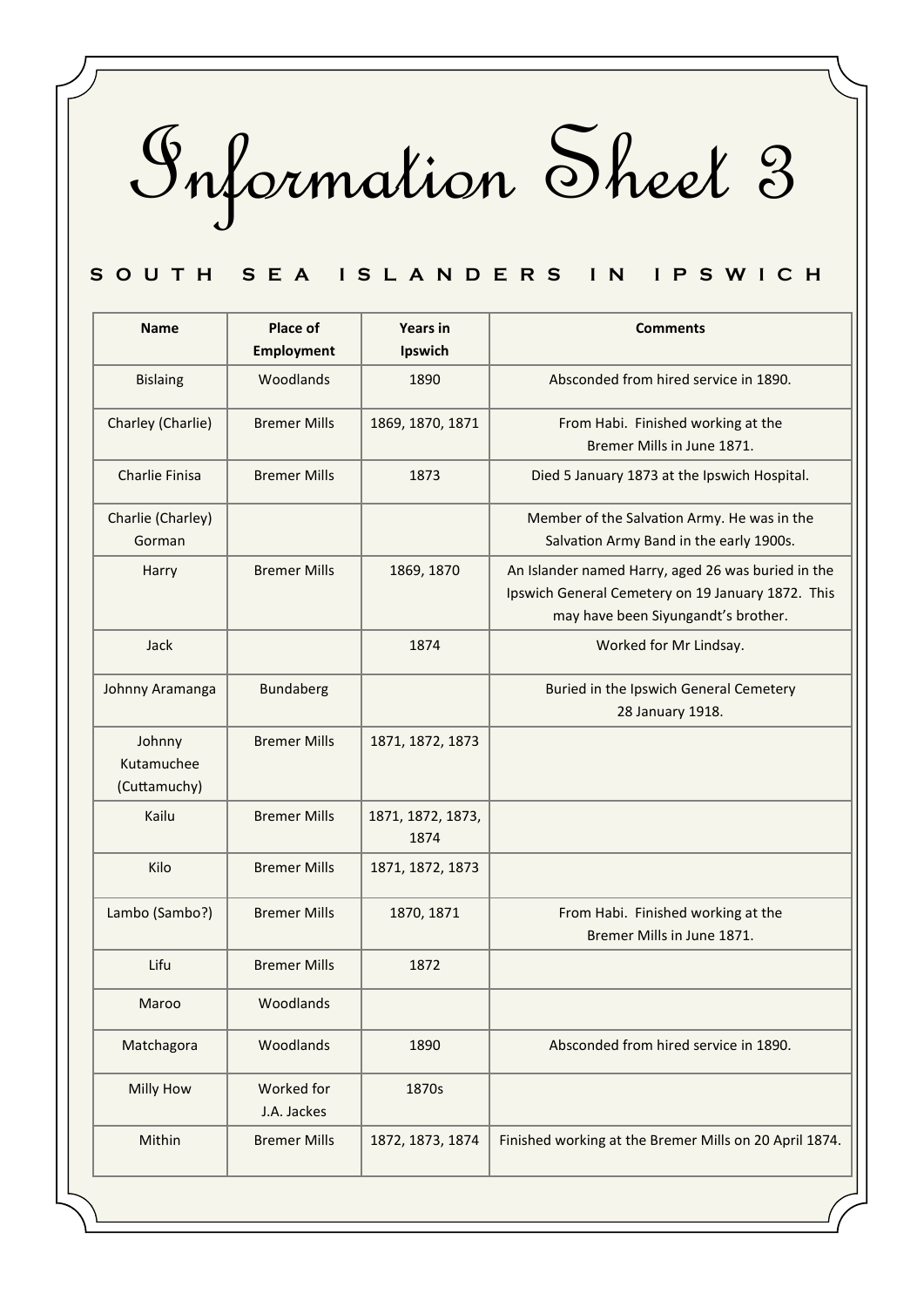# Information Sheet 3

## SOUTH SEA ISLANDERS IN IPSWICH

| Name | Place of Employment | Years in Ipswich | Comments |
|---|---|---|---|
| Bislaing | Woodlands | 1890 | Absconded from hired service in 1890. |
| Charley (Charlie) | Bremer Mills | 1869, 1870, 1871 | From Habi. Finished working at the Bremer Mills in June 1871. |
| Charlie Finisa | Bremer Mills | 1873 | Died 5 January 1873 at the Ipswich Hospital. |
| Charlie (Charley) Gorman | | | Member of the Salvation Army. He was in the Salvation Army Band in the early 1900s. |
| Harry | Bremer Mills | 1869, 1870 | An Islander named Harry, aged 26 was buried in the Ipswich General Cemetery on 19 January 1872. This may have been Siyungandt's brother. |
| Jack | | 1874 | Worked for Mr Lindsay. |
| Johnny Aramanga | Bundaberg | | Buried in the Ipswich General Cemetery 28 January 1918. |
| Johnny Kutamuchee (Cuttamuchy) | Bremer Mills | 1871, 1872, 1873 | |
| Kailu | Bremer Mills | 1871, 1872, 1873, 1874 | |
| Kilo | Bremer Mills | 1871, 1872, 1873 | |
| Lambo (Sambo?) | Bremer Mills | 1870, 1871 | From Habi. Finished working at the Bremer Mills in June 1871. |
| Lifu | Bremer Mills | 1872 | |
| Maroo | Woodlands | | |
| Matchagora | Woodlands | 1890 | Absconded from hired service in 1890. |
| Milly How | Worked for J.A. Jackes | 1870s | |
| Mithin | Bremer Mills | 1872, 1873, 1874 | Finished working at the Bremer Mills on 20 April 1874. |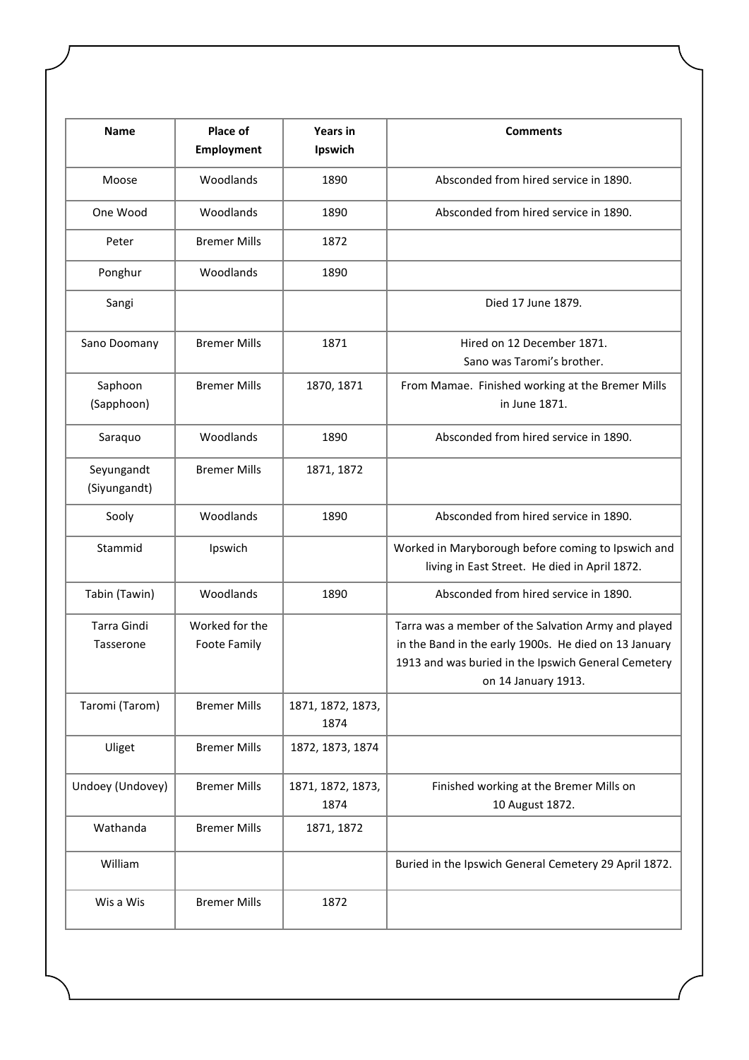| Name | Place of Employment | Years in Ipswich | Comments |
|---|---|---|---|
| Moose | Woodlands | 1890 | Absconded from hired service in 1890. |
| One Wood | Woodlands | 1890 | Absconded from hired service in 1890. |
| Peter | Bremer Mills | 1872 | |
| Ponghur | Woodlands | 1890 | |
| Sangi | | | Died 17 June 1879. |
| Sano Doomany | Bremer Mills | 1871 | Hired on 12 December 1871. Sano was Taromi's brother. |
| Saphoon (Sapphoon) | Bremer Mills | 1870, 1871 | From Mamae. Finished working at the Bremer Mills in June 1871. |
| Saraquo | Woodlands | 1890 | Absconded from hired service in 1890. |
| Seyungandt (Siyungandt) | Bremer Mills | 1871, 1872 | |
| Sooly | Woodlands | 1890 | Absconded from hired service in 1890. |
| Stammid | Ipswich | | Worked in Maryborough before coming to Ipswich and living in East Street. He died in April 1872. |
| Tabin (Tawin) | Woodlands | 1890 | Absconded from hired service in 1890. |
| Tarra Gindi Tasserone | Worked for the Foote Family | | Tarra was a member of the Salvation Army and played in the Band in the early 1900s. He died on 13 January 1913 and was buried in the Ipswich General Cemetery on 14 January 1913. |
| Taromi (Tarom) | Bremer Mills | 1871, 1872, 1873, 1874 | |
| Uliget | Bremer Mills | 1872, 1873, 1874 | |
| Undoey (Undovey) | Bremer Mills | 1871, 1872, 1873, 1874 | Finished working at the Bremer Mills on 10 August 1872. |
| Wathanda | Bremer Mills | 1871, 1872 | |
| William | | | Buried in the Ipswich General Cemetery 29 April 1872. |
| Wis a Wis | Bremer Mills | 1872 | |